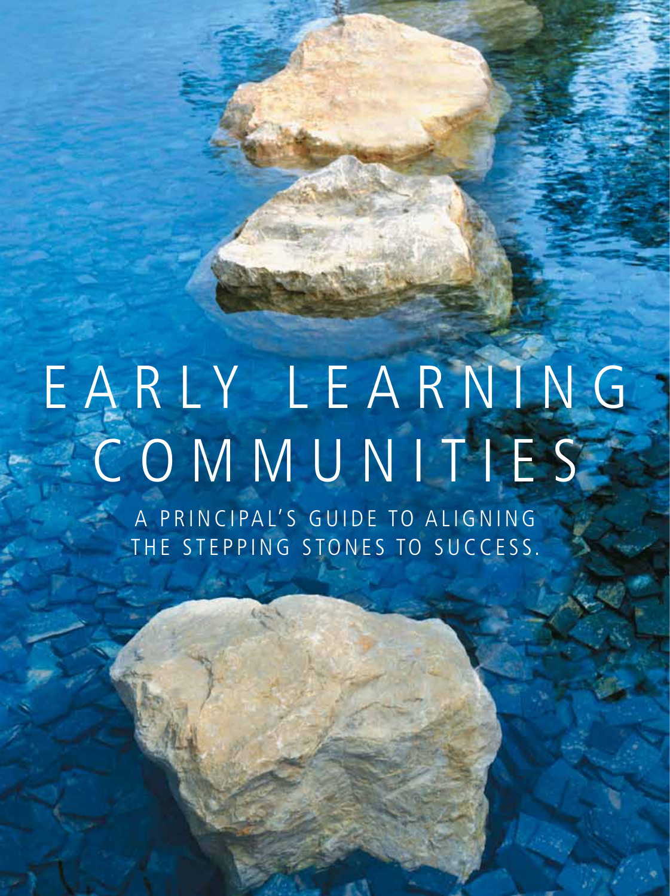# EARLY LEARNING COMMUNITIES

## A PRINCIPAL'S GUIDE TO ALIGNING THE STEPPING STONES TO SUCCESS.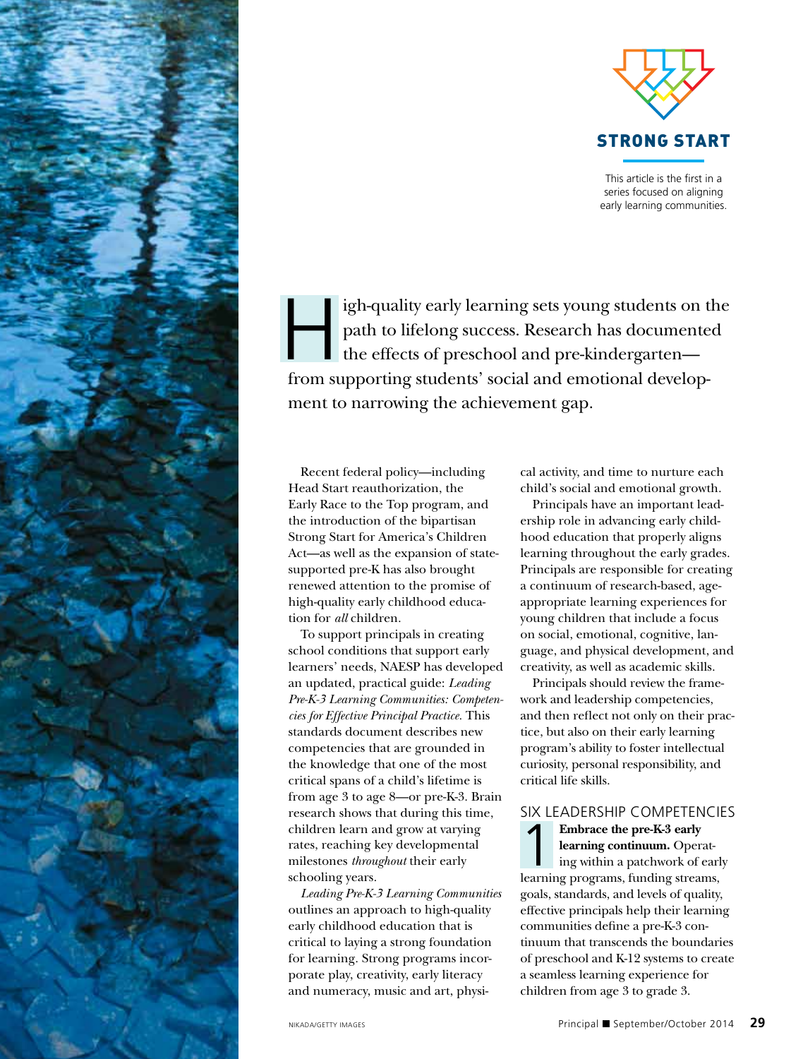STRONG START

This article is the first in a series focused on aligning early learning communities.

High-quality early learning sets young students on the path to lifelong success. Research has documented the effects of preschool and pre-kindergarten—from supporting students' social and emotional development to narrowing the achievement gap.

Recent federal policy—including Head Start reauthorization, the Early Race to the Top program, and the introduction of the bipartisan Strong Start for America's Children Act—as well as the expansion of state-supported pre-K has also brought renewed attention to the promise of high-quality early childhood education for *all* children.

To support principals in creating school conditions that support early learners' needs, NAESP has developed an updated, practical guide: *Leading Pre-K-3 Learning Communities: Competencies for Effective Principal Practice.* This standards document describes new competencies that are grounded in the knowledge that one of the most critical spans of a child's lifetime is from age 3 to age 8—or pre-K-3. Brain research shows that during this time, children learn and grow at varying rates, reaching key developmental milestones *throughout* their early schooling years.

*Leading Pre-K-3 Learning Communities* outlines an approach to high-quality early childhood education that is critical to laying a strong foundation for learning. Strong programs incorporate play, creativity, early literacy and numeracy, music and art, physical activity, and time to nurture each child's social and emotional growth.

Principals have an important leadership role in advancing early childhood education that properly aligns learning throughout the early grades. Principals are responsible for creating a continuum of research-based, age-appropriate learning experiences for young children that include a focus on social, emotional, cognitive, language, and physical development, and creativity, as well as academic skills.

Principals should review the framework and leadership competencies, and then reflect not only on their practice, but also on their early learning program's ability to foster intellectual curiosity, personal responsibility, and critical life skills.

## SIX LEADERSHIP COMPETENCIES

1 **Embrace the pre-K-3 early learning continuum.** Operating within a patchwork of early learning programs, funding streams, goals, standards, and levels of quality, effective principals help their learning communities define a pre-K-3 continuum that transcends the boundaries of preschool and K-12 systems to create a seamless learning experience for children from age 3 to grade 3.

NIKADA/GETTY IMAGES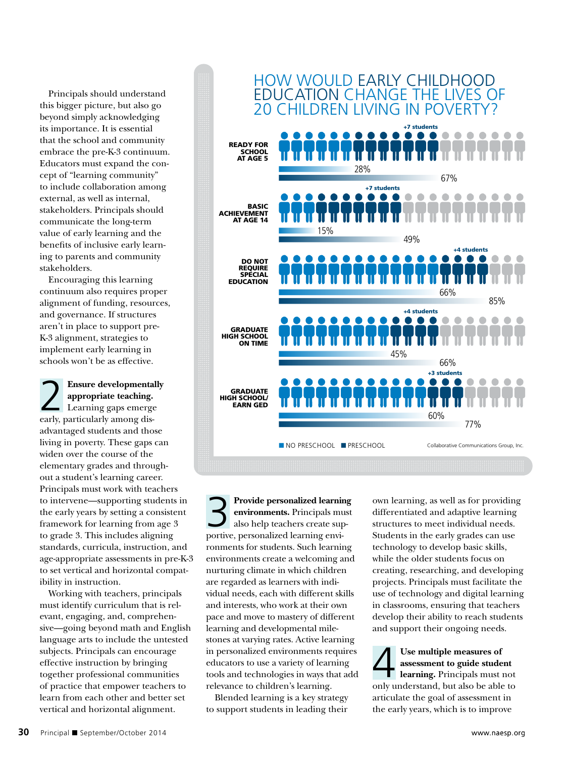Principals should understand this bigger picture, but also go beyond simply acknowledging its importance. It is essential that the school and community embrace the pre-K-3 continuum. Educators must expand the concept of "learning community" to include collaboration among external, as well as internal, stakeholders. Principals should communicate the long-term value of early learning and the benefits of inclusive early learning to parents and community stakeholders.

Encouraging this learning continuum also requires proper alignment of funding, resources, and governance. If structures aren't in place to support pre-K-3 alignment, strategies to implement early learning in schools won't be as effective.

**2 Ensure developmentally appropriate teaching.** Learning gaps emerge early, particularly among disadvantaged students and those living in poverty. These gaps can widen over the course of the elementary grades and throughout a student's learning career. Principals must work with teachers to intervene—supporting students in the early years by setting a consistent framework for learning from age 3 to grade 3. This includes aligning standards, curricula, instruction, and age-appropriate assessments in pre-K-3 to set vertical and horizontal compatibility in instruction.

Working with teachers, principals must identify curriculum that is relevant, engaging, and, comprehensive—going beyond math and English language arts to include the untested subjects. Principals can encourage effective instruction by bringing together professional communities of practice that empower teachers to learn from each other and better set vertical and horizontal alignment.

## HOW WOULD EARLY CHILDHOOD EDUCATION CHANGE THE LIVES OF 20 CHILDREN LIVING IN POVERTY?

| Outcome | No Preschool | Preschool | Difference |
|---|---|---|---|
| Ready for school at age 5 | 28% | 67% | +7 students |
| Basic achievement at age 14 | 15% | 49% | +7 students |
| Do not require special education | 66% | 85% | +4 students |
| Graduate high school on time | 45% | 66% | +4 students |
| Graduate high school/earn GED | 60% | 77% | +3 students |

■ NO PRESCHOOL ■ PRESCHOOL

Collaborative Communications Group, Inc.

**3 Provide personalized learning environments.** Principals must also help teachers create supportive, personalized learning environments for students. Such learning environments create a welcoming and nurturing climate in which children are regarded as learners with individual needs, each with different skills and interests, who work at their own pace and move to mastery of different learning and developmental milestones at varying rates. Active learning in personalized environments requires educators to use a variety of learning tools and technologies in ways that add relevance to children's learning.

Blended learning is a key strategy to support students in leading their own learning, as well as for providing differentiated and adaptive learning structures to meet individual needs. Students in the early grades can use technology to develop basic skills, while the older students focus on creating, researching, and developing projects. Principals must facilitate the use of technology and digital learning in classrooms, ensuring that teachers develop their ability to reach students and support their ongoing needs.

**4 Use multiple measures of assessment to guide student learning.** Principals must not only understand, but also be able to articulate the goal of assessment in the early years, which is to improve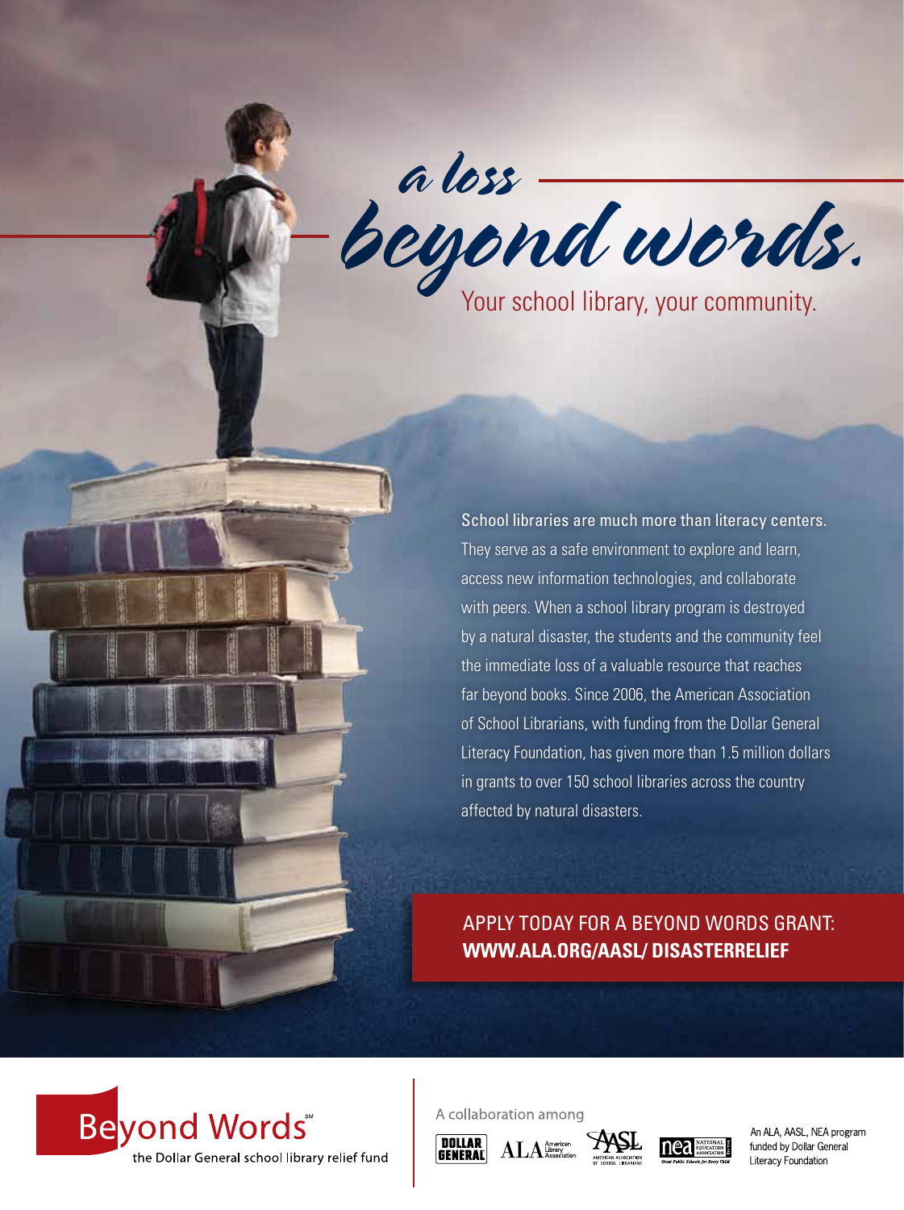# *a loss beyond words.*

Your school library, your community.

School libraries are much more than literacy centers. They serve as a safe environment to explore and learn, access new information technologies, and collaborate with peers. When a school library program is destroyed by a natural disaster, the students and the community feel the immediate loss of a valuable resource that reaches far beyond books. Since 2006, the American Association of School Librarians, with funding from the Dollar General Literacy Foundation, has given more than 1.5 million dollars in grants to over 150 school libraries across the country affected by natural disasters.

APPLY TODAY FOR A BEYOND WORDS GRANT:
**WWW.ALA.ORG/AASL/ DISASTERRELIEF**

Beyond Words℠
the Dollar General school library relief fund

A collaboration among

DOLLAR GENERAL | ALA American Library Association | AASL American Association of School Librarians | nea National Education Association

An ALA, AASL, NEA program funded by Dollar General Literacy Foundation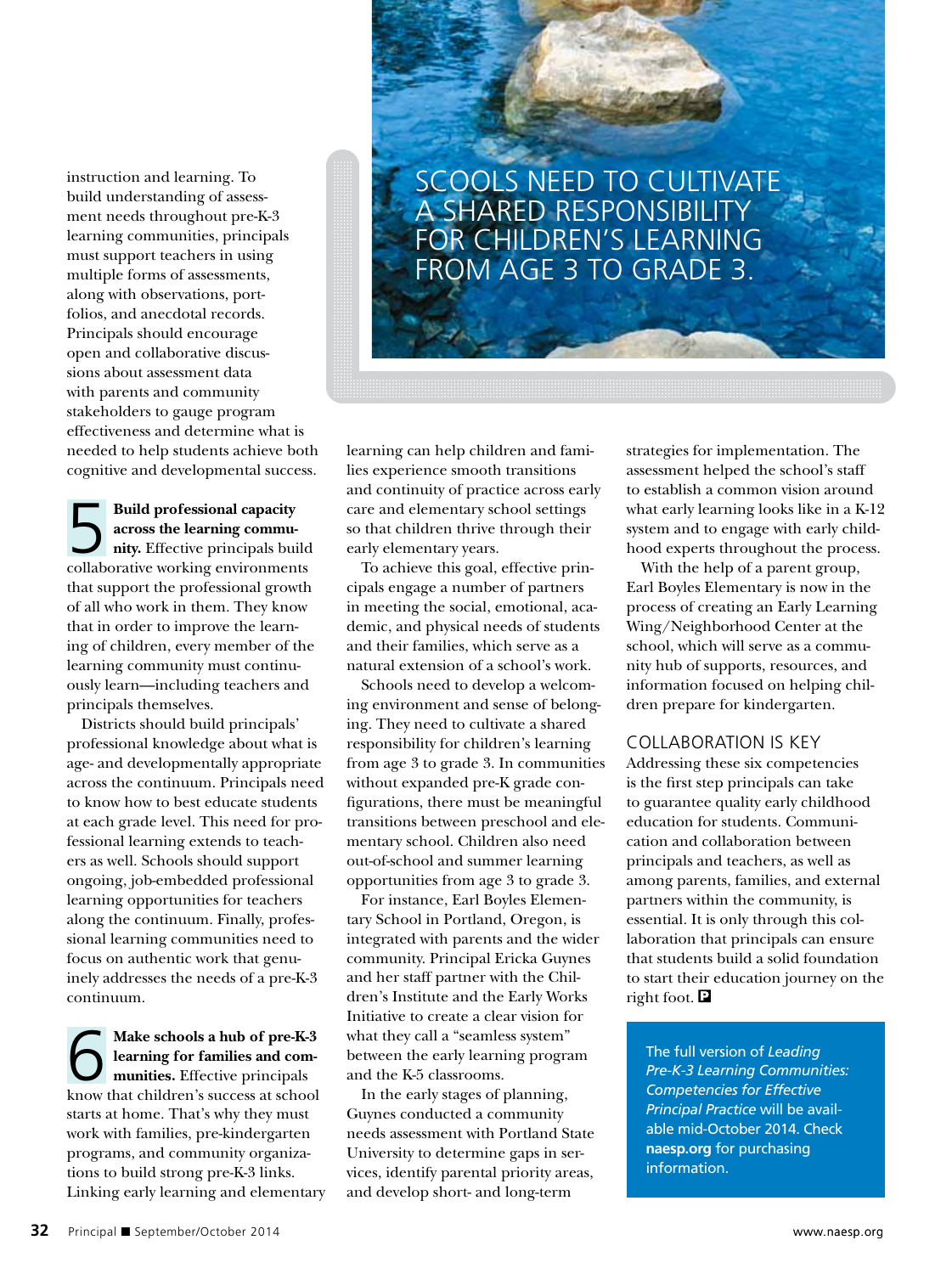instruction and learning. To build understanding of assessment needs throughout pre-K-3 learning communities, principals must support teachers in using multiple forms of assessments, along with observations, portfolios, and anecdotal records. Principals should encourage open and collaborative discussions about assessment data with parents and community stakeholders to gauge program effectiveness and determine what is needed to help students achieve both cognitive and developmental success.

SCOOLS NEED TO CULTIVATE A SHARED RESPONSIBILITY FOR CHILDREN'S LEARNING FROM AGE 3 TO GRADE 3.

5 **Build professional capacity across the learning community.** Effective principals build collaborative working environments that support the professional growth of all who work in them. They know that in order to improve the learning of children, every member of the learning community must continuously learn—including teachers and principals themselves.

Districts should build principals' professional knowledge about what is age- and developmentally appropriate across the continuum. Principals need to know how to best educate students at each grade level. This need for professional learning extends to teachers as well. Schools should support ongoing, job-embedded professional learning opportunities for teachers along the continuum. Finally, professional learning communities need to focus on authentic work that genuinely addresses the needs of a pre-K-3 continuum.

6 **Make schools a hub of pre-K-3 learning for families and communities.** Effective principals know that children's success at school starts at home. That's why they must work with families, pre-kindergarten programs, and community organizations to build strong pre-K-3 links. Linking early learning and elementary learning can help children and families experience smooth transitions and continuity of practice across early care and elementary school settings so that children thrive through their early elementary years.

To achieve this goal, effective principals engage a number of partners in meeting the social, emotional, academic, and physical needs of students and their families, which serve as a natural extension of a school's work.

Schools need to develop a welcoming environment and sense of belonging. They need to cultivate a shared responsibility for children's learning from age 3 to grade 3. In communities without expanded pre-K grade configurations, there must be meaningful transitions between preschool and elementary school. Children also need out-of-school and summer learning opportunities from age 3 to grade 3.

For instance, Earl Boyles Elementary School in Portland, Oregon, is integrated with parents and the wider community. Principal Ericka Guynes and her staff partner with the Children's Institute and the Early Works Initiative to create a clear vision for what they call a "seamless system" between the early learning program and the K-5 classrooms.

In the early stages of planning, Guynes conducted a community needs assessment with Portland State University to determine gaps in services, identify parental priority areas, and develop short- and long-term strategies for implementation. The assessment helped the school's staff to establish a common vision around what early learning looks like in a K-12 system and to engage with early childhood experts throughout the process.

With the help of a parent group, Earl Boyles Elementary is now in the process of creating an Early Learning Wing/Neighborhood Center at the school, which will serve as a community hub of supports, resources, and information focused on helping children prepare for kindergarten.

## COLLABORATION IS KEY

Addressing these six competencies is the first step principals can take to guarantee quality early childhood education for students. Communication and collaboration between principals and teachers, as well as among parents, families, and external partners within the community, is essential. It is only through this collaboration that principals can ensure that students build a solid foundation to start their education journey on the right foot. **P**

The full version of *Leading Pre-K-3 Learning Communities: Competencies for Effective Principal Practice* will be available mid-October 2014. Check **naesp.org** for purchasing information.